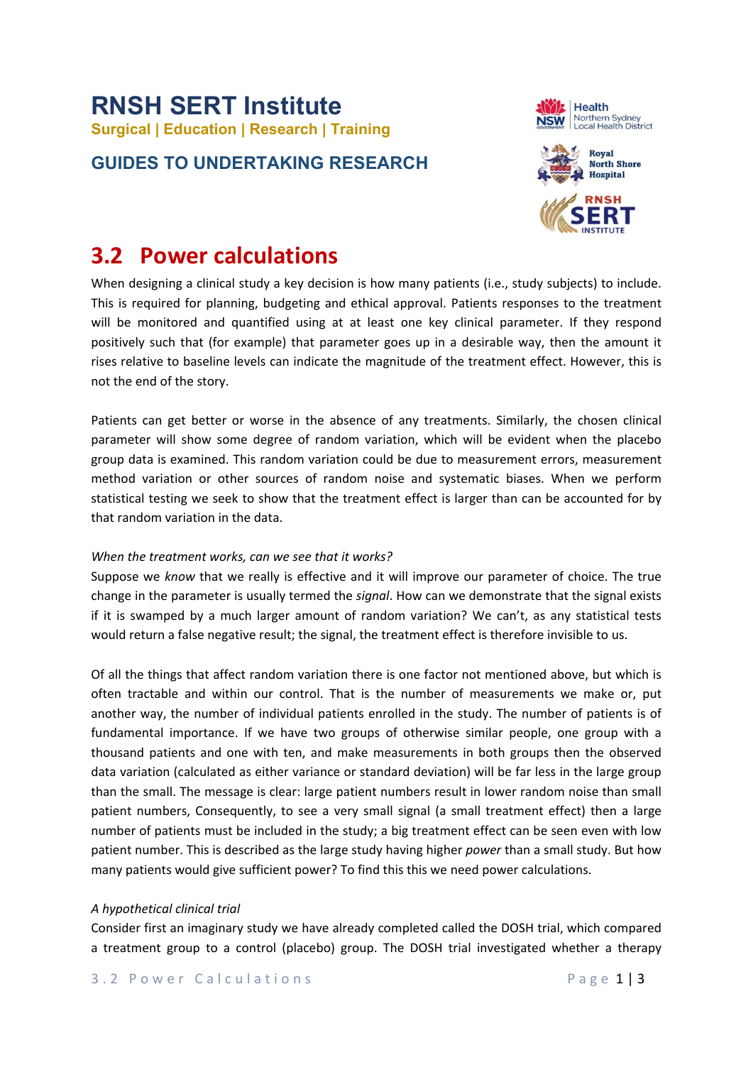# RNSH SERT Institute

**Surgical | Education | Research | Training**

## GUIDES TO UNDERTAKING RESEARCH

# 3.2 Power calculations

When designing a clinical study a key decision is how many patients (i.e., study subjects) to include. This is required for planning, budgeting and ethical approval. Patients responses to the treatment will be monitored and quantified using at at least one key clinical parameter. If they respond positively such that (for example) that parameter goes up in a desirable way, then the amount it rises relative to baseline levels can indicate the magnitude of the treatment effect. However, this is not the end of the story.

Patients can get better or worse in the absence of any treatments. Similarly, the chosen clinical parameter will show some degree of random variation, which will be evident when the placebo group data is examined. This random variation could be due to measurement errors, measurement method variation or other sources of random noise and systematic biases. When we perform statistical testing we seek to show that the treatment effect is larger than can be accounted for by that random variation in the data.

*When the treatment works, can we see that it works?*

Suppose we *know* that we really is effective and it will improve our parameter of choice. The true change in the parameter is usually termed the *signal*. How can we demonstrate that the signal exists if it is swamped by a much larger amount of random variation? We can't, as any statistical tests would return a false negative result; the signal, the treatment effect is therefore invisible to us.

Of all the things that affect random variation there is one factor not mentioned above, but which is often tractable and within our control. That is the number of measurements we make or, put another way, the number of individual patients enrolled in the study. The number of patients is of fundamental importance. If we have two groups of otherwise similar people, one group with a thousand patients and one with ten, and make measurements in both groups then the observed data variation (calculated as either variance or standard deviation) will be far less in the large group than the small. The message is clear: large patient numbers result in lower random noise than small patient numbers, Consequently, to see a very small signal (a small treatment effect) then a large number of patients must be included in the study; a big treatment effect can be seen even with low patient number. This is described as the large study having higher *power* than a small study. But how many patients would give sufficient power? To find this this we need power calculations.

*A hypothetical clinical trial*

Consider first an imaginary study we have already completed called the DOSH trial, which compared a treatment group to a control (placebo) group. The DOSH trial investigated whether a therapy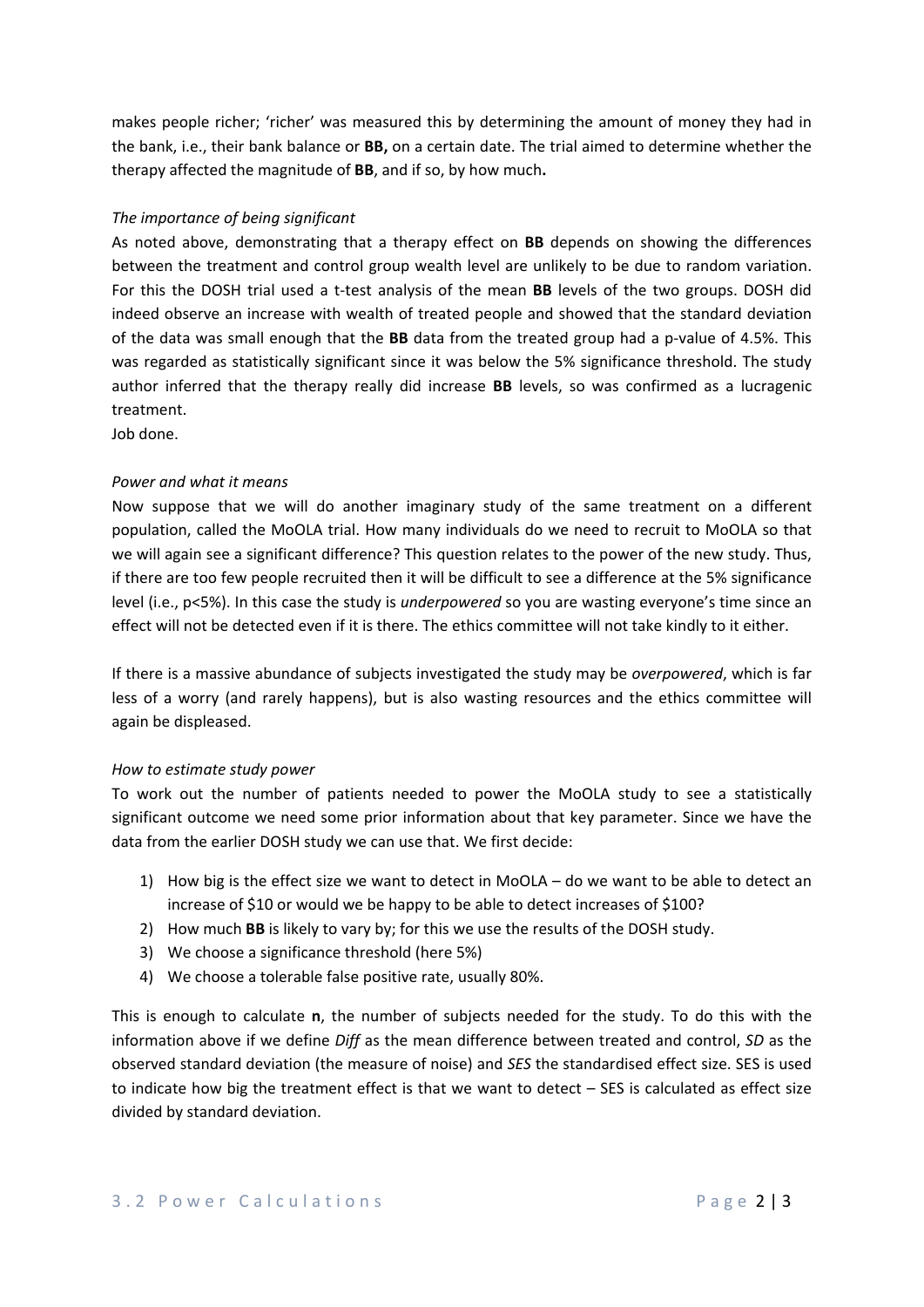makes people richer; 'richer' was measured this by determining the amount of money they had in the bank, i.e., their bank balance or **BB,** on a certain date. The trial aimed to determine whether the therapy affected the magnitude of **BB**, and if so, by how much**.**

*The importance of being significant*

As noted above, demonstrating that a therapy effect on **BB** depends on showing the differences between the treatment and control group wealth level are unlikely to be due to random variation. For this the DOSH trial used a t-test analysis of the mean **BB** levels of the two groups. DOSH did indeed observe an increase with wealth of treated people and showed that the standard deviation of the data was small enough that the **BB** data from the treated group had a p-value of 4.5%. This was regarded as statistically significant since it was below the 5% significance threshold. The study author inferred that the therapy really did increase **BB** levels, so was confirmed as a lucragenic treatment.

Job done.

*Power and what it means*

Now suppose that we will do another imaginary study of the same treatment on a different population, called the MoOLA trial. How many individuals do we need to recruit to MoOLA so that we will again see a significant difference? This question relates to the power of the new study. Thus, if there are too few people recruited then it will be difficult to see a difference at the 5% significance level (i.e., p<5%). In this case the study is *underpowered* so you are wasting everyone's time since an effect will not be detected even if it is there. The ethics committee will not take kindly to it either.

If there is a massive abundance of subjects investigated the study may be *overpowered*, which is far less of a worry (and rarely happens), but is also wasting resources and the ethics committee will again be displeased.

*How to estimate study power*

To work out the number of patients needed to power the MoOLA study to see a statistically significant outcome we need some prior information about that key parameter. Since we have the data from the earlier DOSH study we can use that. We first decide:

1) How big is the effect size we want to detect in MoOLA – do we want to be able to detect an increase of $10 or would we be happy to be able to detect increases of $100?
2) How much **BB** is likely to vary by; for this we use the results of the DOSH study.
3) We choose a significance threshold (here 5%)
4) We choose a tolerable false positive rate, usually 80%.

This is enough to calculate **n**, the number of subjects needed for the study. To do this with the information above if we define *Diff* as the mean difference between treated and control, *SD* as the observed standard deviation (the measure of noise) and *SES* the standardised effect size. SES is used to indicate how big the treatment effect is that we want to detect – SES is calculated as effect size divided by standard deviation.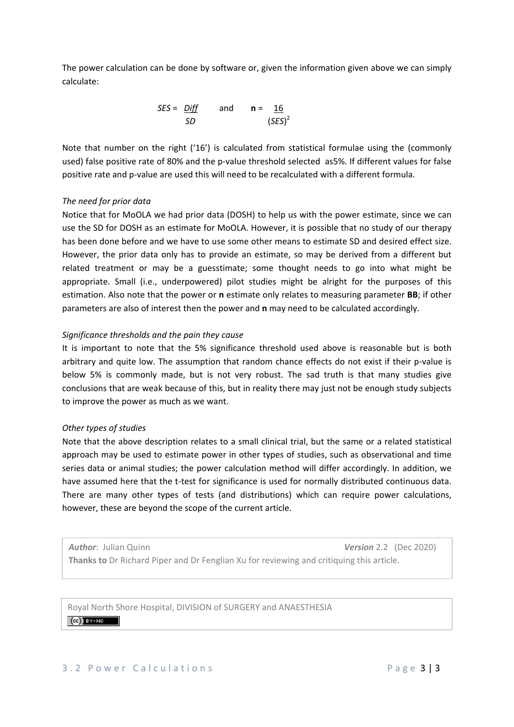The power calculation can be done by software or, given the information given above we can simply calculate:

$$SES = \frac{Diff}{SD} \quad \text{and} \quad \mathbf{n} = \frac{16}{(SES)^2}$$

Note that number on the right ('16') is calculated from statistical formulae using the (commonly used) false positive rate of 80% and the p-value threshold selected as5%. If different values for false positive rate and p-value are used this will need to be recalculated with a different formula.

*The need for prior data*

Notice that for MoOLA we had prior data (DOSH) to help us with the power estimate, since we can use the SD for DOSH as an estimate for MoOLA. However, it is possible that no study of our therapy has been done before and we have to use some other means to estimate SD and desired effect size. However, the prior data only has to provide an estimate, so may be derived from a different but related treatment or may be a guesstimate; some thought needs to go into what might be appropriate. Small (i.e., underpowered) pilot studies might be alright for the purposes of this estimation. Also note that the power or **n** estimate only relates to measuring parameter **BB**; if other parameters are also of interest then the power and **n** may need to be calculated accordingly.

*Significance thresholds and the pain they cause*

It is important to note that the 5% significance threshold used above is reasonable but is both arbitrary and quite low. The assumption that random chance effects do not exist if their p-value is below 5% is commonly made, but is not very robust. The sad truth is that many studies give conclusions that are weak because of this, but in reality there may just not be enough study subjects to improve the power as much as we want.

*Other types of studies*

Note that the above description relates to a small clinical trial, but the same or a related statistical approach may be used to estimate power in other types of studies, such as observational and time series data or animal studies; the power calculation method will differ accordingly. In addition, we have assumed here that the t-test for significance is used for normally distributed continuous data. There are many other types of tests (and distributions) which can require power calculations, however, these are beyond the scope of the current article.

***Author***: Julian Quinn ***Version*** 2.2 (Dec 2020)

**Thanks to** Dr Richard Piper and Dr Fenglian Xu for reviewing and critiquing this article.

Royal North Shore Hospital, DIVISION of SURGERY and ANAESTHESIA

(cc) BY-NC